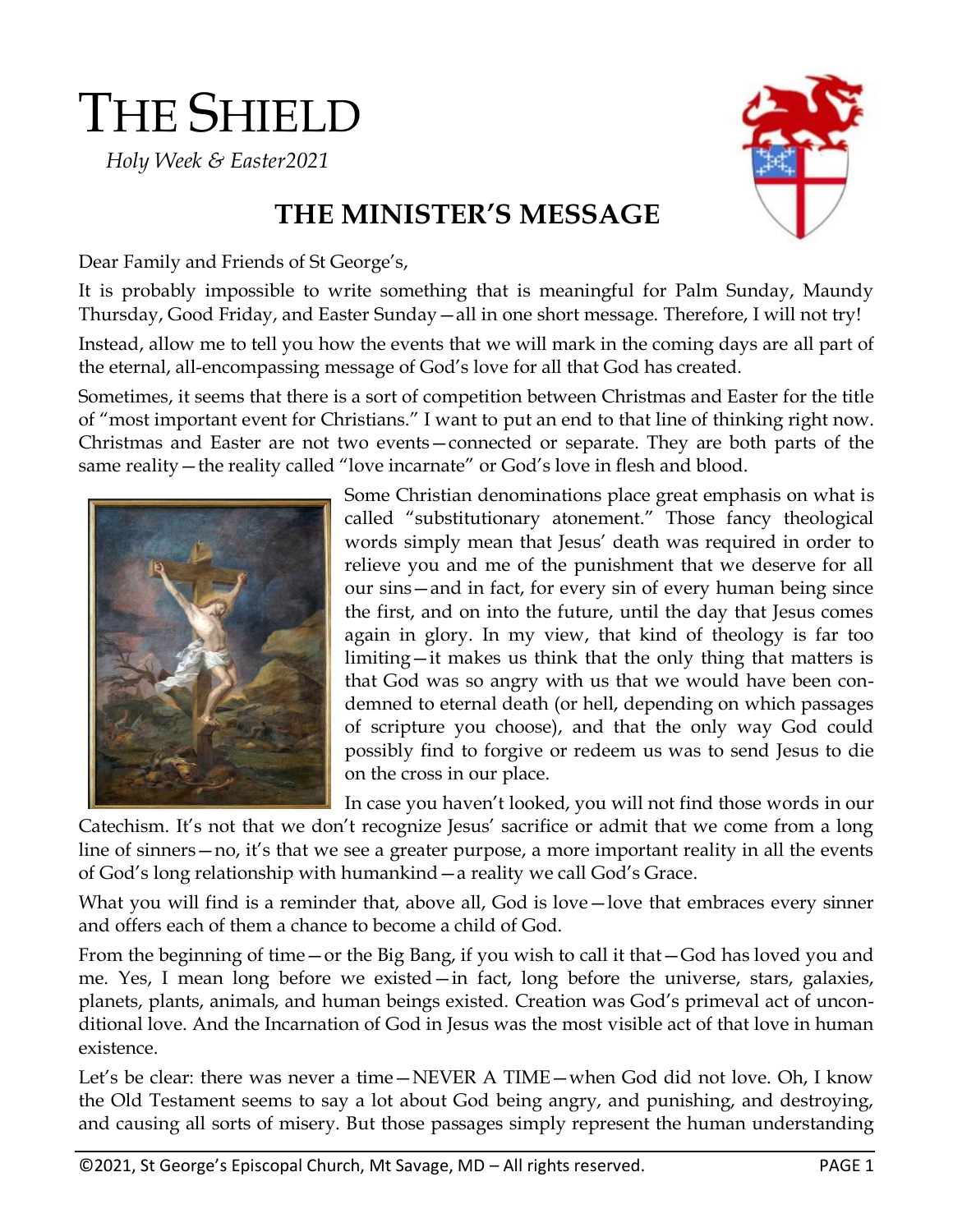# THE SHIELD

*Holy Week & Easter2021*

## THE MINISTER'S MESSAGE

Dear Family and Friends of St George's,

It is probably impossible to write something that is meaningful for Palm Sunday, Maundy Thursday, Good Friday, and Easter Sunday—all in one short message. Therefore, I will not try!

Instead, allow me to tell you how the events that we will mark in the coming days are all part of the eternal, all-encompassing message of God's love for all that God has created.

Sometimes, it seems that there is a sort of competition between Christmas and Easter for the title of "most important event for Christians." I want to put an end to that line of thinking right now. Christmas and Easter are not two events—connected or separate. They are both parts of the same reality—the reality called "love incarnate" or God's love in flesh and blood.

Some Christian denominations place great emphasis on what is called "substitutionary atonement." Those fancy theological words simply mean that Jesus' death was required in order to relieve you and me of the punishment that we deserve for all our sins—and in fact, for every sin of every human being since the first, and on into the future, until the day that Jesus comes again in glory. In my view, that kind of theology is far too limiting—it makes us think that the only thing that matters is that God was so angry with us that we would have been condemned to eternal death (or hell, depending on which passages of scripture you choose), and that the only way God could possibly find to forgive or redeem us was to send Jesus to die on the cross in our place.

In case you haven't looked, you will not find those words in our Catechism. It's not that we don't recognize Jesus' sacrifice or admit that we come from a long line of sinners—no, it's that we see a greater purpose, a more important reality in all the events of God's long relationship with humankind—a reality we call God's Grace.

What you will find is a reminder that, above all, God is love—love that embraces every sinner and offers each of them a chance to become a child of God.

From the beginning of time—or the Big Bang, if you wish to call it that—God has loved you and me. Yes, I mean long before we existed—in fact, long before the universe, stars, galaxies, planets, plants, animals, and human beings existed. Creation was God's primeval act of unconditional love. And the Incarnation of God in Jesus was the most visible act of that love in human existence.

Let's be clear: there was never a time—NEVER A TIME—when God did not love. Oh, I know the Old Testament seems to say a lot about God being angry, and punishing, and destroying, and causing all sorts of misery. But those passages simply represent the human understanding

©2021, St George's Episcopal Church, Mt Savage, MD – All rights reserved.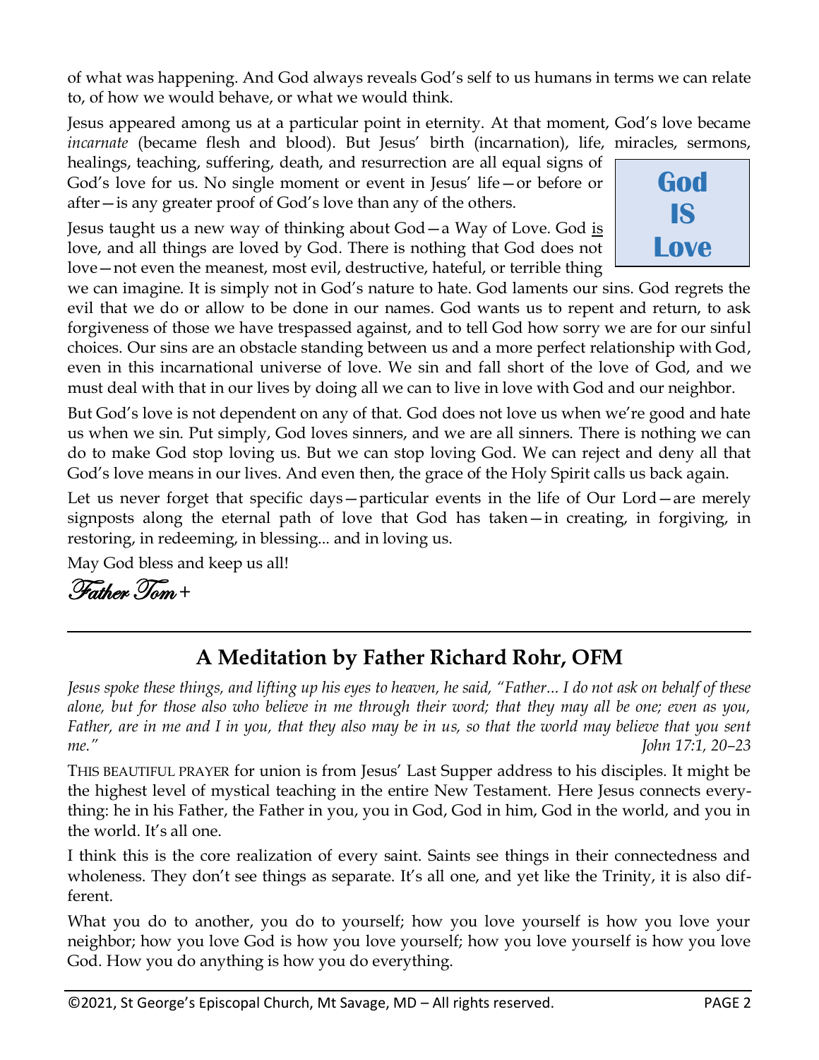of what was happening. And God always reveals God's self to us humans in terms we can relate to, of how we would behave, or what we would think.

Jesus appeared among us at a particular point in eternity. At that moment, God's love became *incarnate* (became flesh and blood). But Jesus' birth (incarnation), life, miracles, sermons, healings, teaching, suffering, death, and resurrection are all equal signs of God's love for us. No single moment or event in Jesus' life—or before or after—is any greater proof of God's love than any of the others.

**God IS Love**

Jesus taught us a new way of thinking about God—a Way of Love. God is love, and all things are loved by God. There is nothing that God does not love—not even the meanest, most evil, destructive, hateful, or terrible thing we can imagine. It is simply not in God's nature to hate. God laments our sins. God regrets the evil that we do or allow to be done in our names. God wants us to repent and return, to ask forgiveness of those we have trespassed against, and to tell God how sorry we are for our sinful choices. Our sins are an obstacle standing between us and a more perfect relationship with God, even in this incarnational universe of love. We sin and fall short of the love of God, and we must deal with that in our lives by doing all we can to live in love with God and our neighbor.

But God's love is not dependent on any of that. God does not love us when we're good and hate us when we sin. Put simply, God loves sinners, and we are all sinners. There is nothing we can do to make God stop loving us. But we can stop loving God. We can reject and deny all that God's love means in our lives. And even then, the grace of the Holy Spirit calls us back again.

Let us never forget that specific days—particular events in the life of Our Lord—are merely signposts along the eternal path of love that God has taken—in creating, in forgiving, in restoring, in redeeming, in blessing... and in loving us.

May God bless and keep us all!

*Father Tom* +

---

## A Meditation by Father Richard Rohr, OFM

*Jesus spoke these things, and lifting up his eyes to heaven, he said, "Father… I do not ask on behalf of these alone, but for those also who believe in me through their word; that they may all be one; even as you, Father, are in me and I in you, that they also may be in us, so that the world may believe that you sent me."* *John 17:1, 20–23*

THIS BEAUTIFUL PRAYER for union is from Jesus' Last Supper address to his disciples. It might be the highest level of mystical teaching in the entire New Testament. Here Jesus connects everything: he in his Father, the Father in you, you in God, God in him, God in the world, and you in the world. It's all one.

I think this is the core realization of every saint. Saints see things in their connectedness and wholeness. They don't see things as separate. It's all one, and yet like the Trinity, it is also different.

What you do to another, you do to yourself; how you love yourself is how you love your neighbor; how you love God is how you love yourself; how you love yourself is how you love God. How you do anything is how you do everything.

©2021, St George's Episcopal Church, Mt Savage, MD – All rights reserved.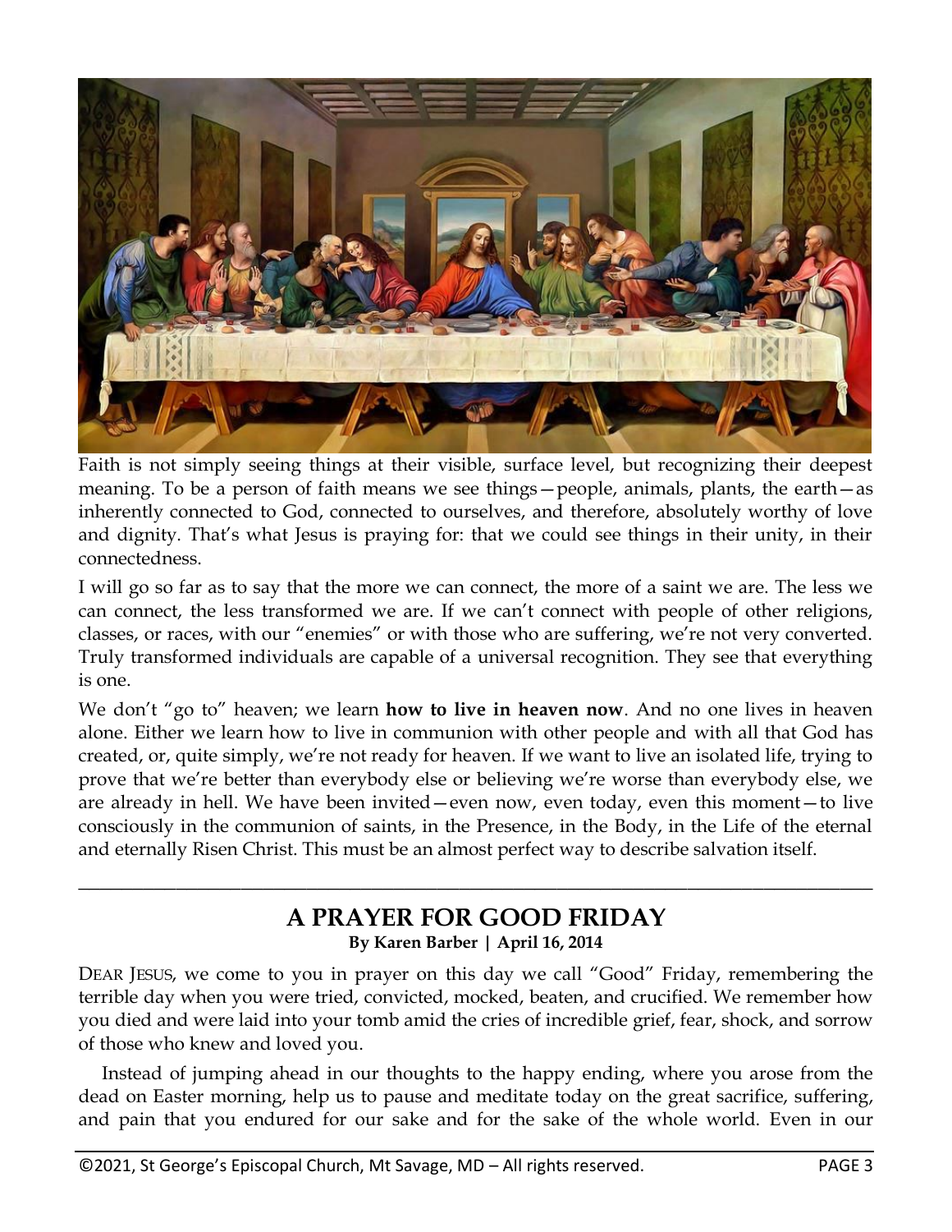Faith is not simply seeing things at their visible, surface level, but recognizing their deepest meaning. To be a person of faith means we see things—people, animals, plants, the earth—as inherently connected to God, connected to ourselves, and therefore, absolutely worthy of love and dignity. That's what Jesus is praying for: that we could see things in their unity, in their connectedness.

I will go so far as to say that the more we can connect, the more of a saint we are. The less we can connect, the less transformed we are. If we can't connect with people of other religions, classes, or races, with our "enemies" or with those who are suffering, we're not very converted. Truly transformed individuals are capable of a universal recognition. They see that everything is one.

We don't "go to" heaven; we learn **how to live in heaven now**. And no one lives in heaven alone. Either we learn how to live in communion with other people and with all that God has created, or, quite simply, we're not ready for heaven. If we want to live an isolated life, trying to prove that we're better than everybody else or believing we're worse than everybody else, we are already in hell. We have been invited—even now, even today, even this moment—to live consciously in the communion of saints, in the Presence, in the Body, in the Life of the eternal and eternally Risen Christ. This must be an almost perfect way to describe salvation itself.

---

## A PRAYER FOR GOOD FRIDAY

**By Karen Barber | April 16, 2014**

DEAR JESUS, we come to you in prayer on this day we call "Good" Friday, remembering the terrible day when you were tried, convicted, mocked, beaten, and crucified. We remember how you died and were laid into your tomb amid the cries of incredible grief, fear, shock, and sorrow of those who knew and loved you.

Instead of jumping ahead in our thoughts to the happy ending, where you arose from the dead on Easter morning, help us to pause and meditate today on the great sacrifice, suffering, and pain that you endured for our sake and for the sake of the whole world. Even in our

©2021, St George's Episcopal Church, Mt Savage, MD – All rights reserved.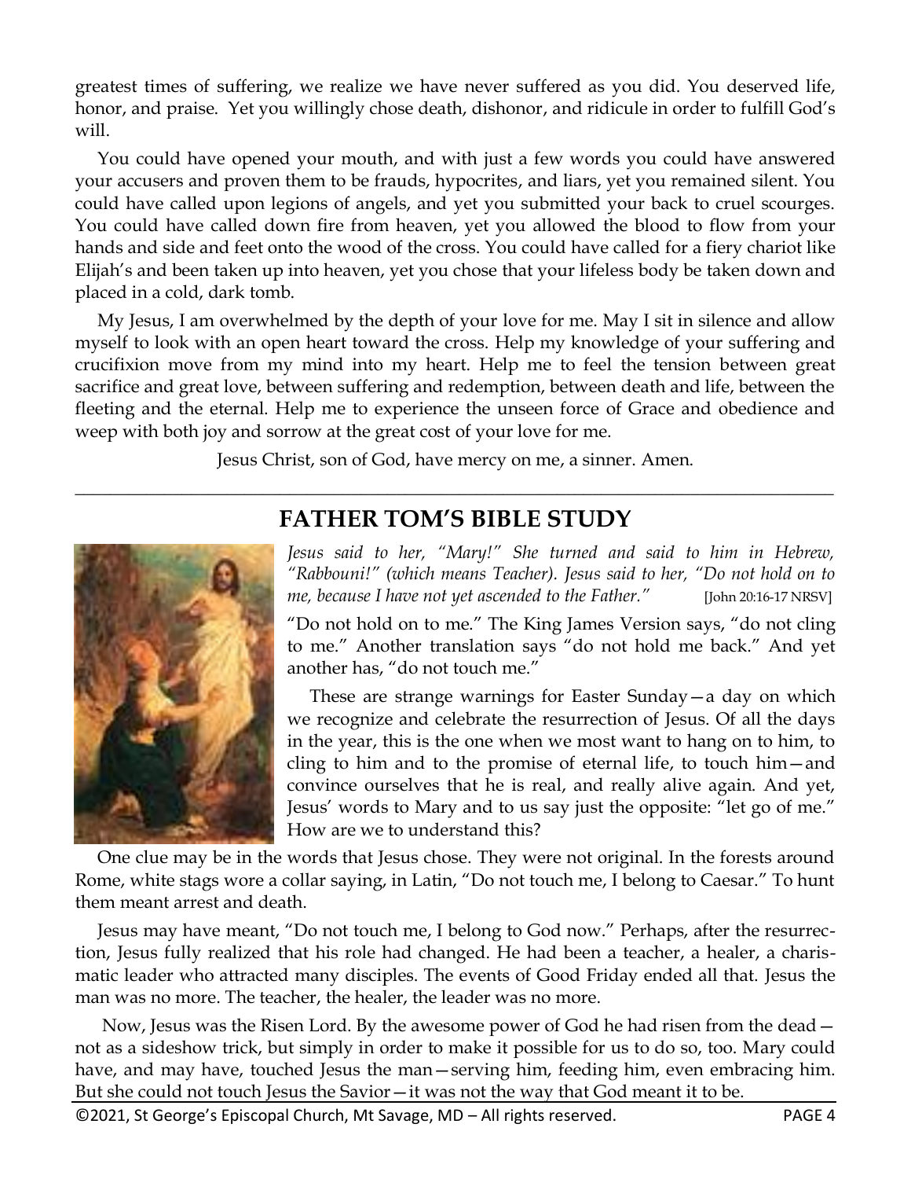greatest times of suffering, we realize we have never suffered as you did. You deserved life, honor, and praise. Yet you willingly chose death, dishonor, and ridicule in order to fulfill God's will.

You could have opened your mouth, and with just a few words you could have answered your accusers and proven them to be frauds, hypocrites, and liars, yet you remained silent. You could have called upon legions of angels, and yet you submitted your back to cruel scourges. You could have called down fire from heaven, yet you allowed the blood to flow from your hands and side and feet onto the wood of the cross. You could have called for a fiery chariot like Elijah's and been taken up into heaven, yet you chose that your lifeless body be taken down and placed in a cold, dark tomb.

My Jesus, I am overwhelmed by the depth of your love for me. May I sit in silence and allow myself to look with an open heart toward the cross. Help my knowledge of your suffering and crucifixion move from my mind into my heart. Help me to feel the tension between great sacrifice and great love, between suffering and redemption, between death and life, between the fleeting and the eternal. Help me to experience the unseen force of Grace and obedience and weep with both joy and sorrow at the great cost of your love for me.

Jesus Christ, son of God, have mercy on me, a sinner. Amen.

---

## FATHER TOM'S BIBLE STUDY

*Jesus said to her, "Mary!" She turned and said to him in Hebrew, "Rabbouni!" (which means Teacher). Jesus said to her, "Do not hold on to me, because I have not yet ascended to the Father."* [John 20:16-17 NRSV]

"Do not hold on to me." The King James Version says, "do not cling to me." Another translation says "do not hold me back." And yet another has, "do not touch me."

These are strange warnings for Easter Sunday—a day on which we recognize and celebrate the resurrection of Jesus. Of all the days in the year, this is the one when we most want to hang on to him, to cling to him and to the promise of eternal life, to touch him—and convince ourselves that he is real, and really alive again. And yet, Jesus' words to Mary and to us say just the opposite: "let go of me." How are we to understand this?

One clue may be in the words that Jesus chose. They were not original. In the forests around Rome, white stags wore a collar saying, in Latin, "Do not touch me, I belong to Caesar." To hunt them meant arrest and death.

Jesus may have meant, "Do not touch me, I belong to God now." Perhaps, after the resurrection, Jesus fully realized that his role had changed. He had been a teacher, a healer, a charismatic leader who attracted many disciples. The events of Good Friday ended all that. Jesus the man was no more. The teacher, the healer, the leader was no more.

Now, Jesus was the Risen Lord. By the awesome power of God he had risen from the dead—not as a sideshow trick, but simply in order to make it possible for us to do so, too. Mary could have, and may have, touched Jesus the man—serving him, feeding him, even embracing him. But she could not touch Jesus the Savior—it was not the way that God meant it to be.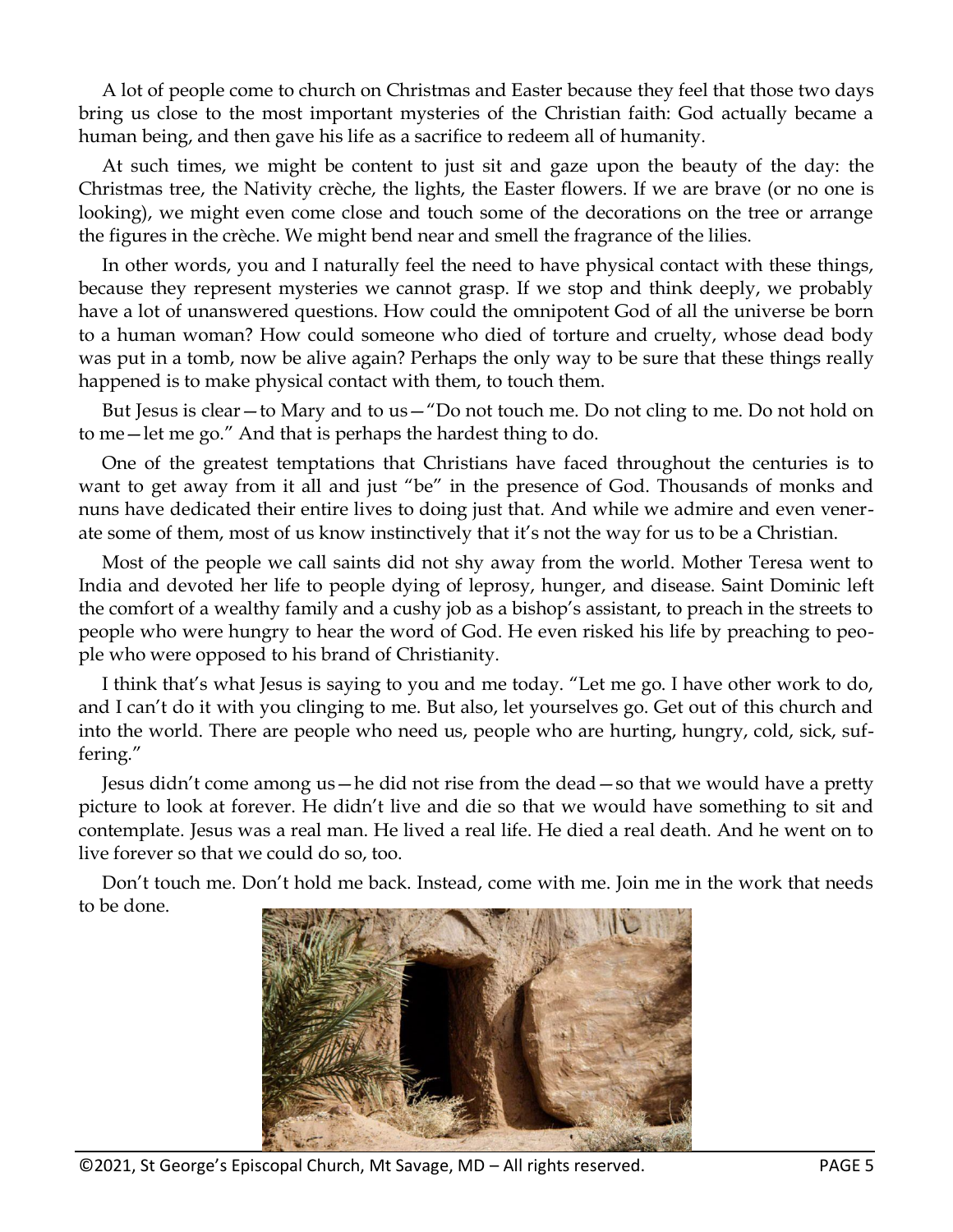A lot of people come to church on Christmas and Easter because they feel that those two days bring us close to the most important mysteries of the Christian faith: God actually became a human being, and then gave his life as a sacrifice to redeem all of humanity.

At such times, we might be content to just sit and gaze upon the beauty of the day: the Christmas tree, the Nativity crèche, the lights, the Easter flowers. If we are brave (or no one is looking), we might even come close and touch some of the decorations on the tree or arrange the figures in the crèche. We might bend near and smell the fragrance of the lilies.

In other words, you and I naturally feel the need to have physical contact with these things, because they represent mysteries we cannot grasp. If we stop and think deeply, we probably have a lot of unanswered questions. How could the omnipotent God of all the universe be born to a human woman? How could someone who died of torture and cruelty, whose dead body was put in a tomb, now be alive again? Perhaps the only way to be sure that these things really happened is to make physical contact with them, to touch them.

But Jesus is clear—to Mary and to us—"Do not touch me. Do not cling to me. Do not hold on to me—let me go." And that is perhaps the hardest thing to do.

One of the greatest temptations that Christians have faced throughout the centuries is to want to get away from it all and just "be" in the presence of God. Thousands of monks and nuns have dedicated their entire lives to doing just that. And while we admire and even venerate some of them, most of us know instinctively that it's not the way for us to be a Christian.

Most of the people we call saints did not shy away from the world. Mother Teresa went to India and devoted her life to people dying of leprosy, hunger, and disease. Saint Dominic left the comfort of a wealthy family and a cushy job as a bishop's assistant, to preach in the streets to people who were hungry to hear the word of God. He even risked his life by preaching to people who were opposed to his brand of Christianity.

I think that's what Jesus is saying to you and me today. "Let me go. I have other work to do, and I can't do it with you clinging to me. But also, let yourselves go. Get out of this church and into the world. There are people who need us, people who are hurting, hungry, cold, sick, suffering."

Jesus didn't come among us—he did not rise from the dead—so that we would have a pretty picture to look at forever. He didn't live and die so that we would have something to sit and contemplate. Jesus was a real man. He lived a real life. He died a real death. And he went on to live forever so that we could do so, too.

Don't touch me. Don't hold me back. Instead, come with me. Join me in the work that needs to be done.

©2021, St George's Episcopal Church, Mt Savage, MD – All rights reserved.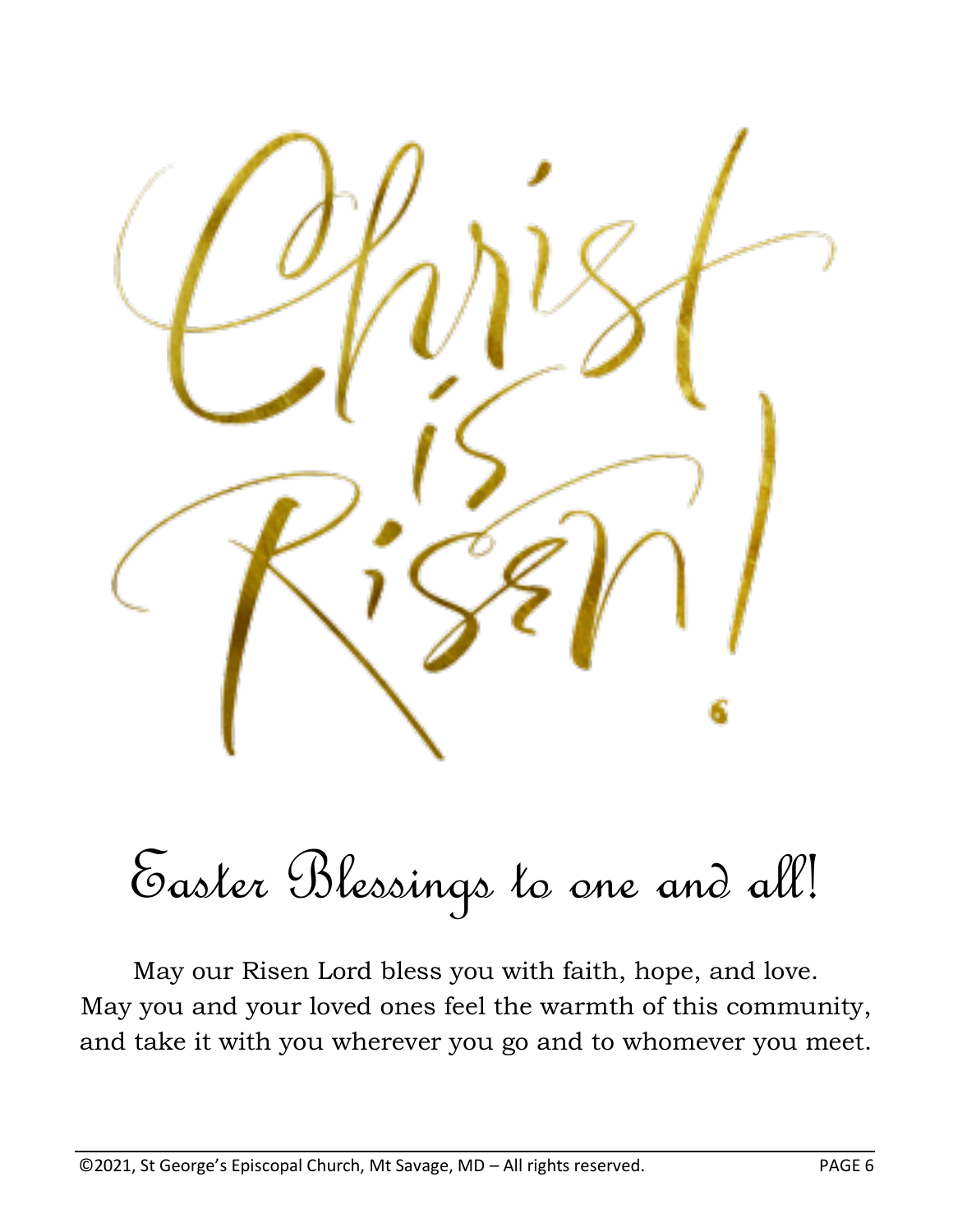# Christ is Risen!

## Easter Blessings to one and all!

May our Risen Lord bless you with faith, hope, and love.
May you and your loved ones feel the warmth of this community,
and take it with you wherever you go and to whomever you meet.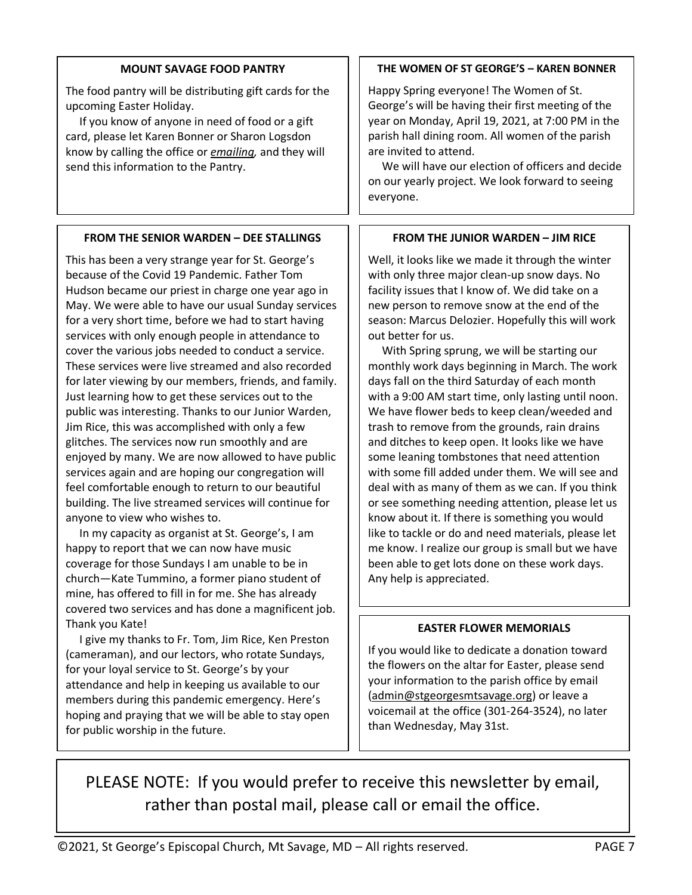## MOUNT SAVAGE FOOD PANTRY

The food pantry will be distributing gift cards for the upcoming Easter Holiday.

If you know of anyone in need of food or a gift card, please let Karen Bonner or Sharon Logsdon know by calling the office or *emailing,* and they will send this information to the Pantry.

## THE WOMEN OF ST GEORGE'S – KAREN BONNER

Happy Spring everyone! The Women of St. George's will be having their first meeting of the year on Monday, April 19, 2021, at 7:00 PM in the parish hall dining room. All women of the parish are invited to attend.

We will have our election of officers and decide on our yearly project. We look forward to seeing everyone.

## FROM THE SENIOR WARDEN – DEE STALLINGS

This has been a very strange year for St. George's because of the Covid 19 Pandemic. Father Tom Hudson became our priest in charge one year ago in May. We were able to have our usual Sunday services for a very short time, before we had to start having services with only enough people in attendance to cover the various jobs needed to conduct a service. These services were live streamed and also recorded for later viewing by our members, friends, and family. Just learning how to get these services out to the public was interesting. Thanks to our Junior Warden, Jim Rice, this was accomplished with only a few glitches. The services now run smoothly and are enjoyed by many. We are now allowed to have public services again and are hoping our congregation will feel comfortable enough to return to our beautiful building. The live streamed services will continue for anyone to view who wishes to.

In my capacity as organist at St. George's, I am happy to report that we can now have music coverage for those Sundays I am unable to be in church—Kate Tummino, a former piano student of mine, has offered to fill in for me. She has already covered two services and has done a magnificent job. Thank you Kate!

I give my thanks to Fr. Tom, Jim Rice, Ken Preston (cameraman), and our lectors, who rotate Sundays, for your loyal service to St. George's by your attendance and help in keeping us available to our members during this pandemic emergency. Here's hoping and praying that we will be able to stay open for public worship in the future.

## FROM THE JUNIOR WARDEN – JIM RICE

Well, it looks like we made it through the winter with only three major clean-up snow days. No facility issues that I know of. We did take on a new person to remove snow at the end of the season: Marcus Delozier. Hopefully this will work out better for us.

With Spring sprung, we will be starting our monthly work days beginning in March. The work days fall on the third Saturday of each month with a 9:00 AM start time, only lasting until noon. We have flower beds to keep clean/weeded and trash to remove from the grounds, rain drains and ditches to keep open. It looks like we have some leaning tombstones that need attention with some fill added under them. We will see and deal with as many of them as we can. If you think or see something needing attention, please let us know about it. If there is something you would like to tackle or do and need materials, please let me know. I realize our group is small but we have been able to get lots done on these work days. Any help is appreciated.

## EASTER FLOWER MEMORIALS

If you would like to dedicate a donation toward the flowers on the altar for Easter, please send your information to the parish office by email (admin@stgeorgesmtsavage.org) or leave a voicemail at the office (301-264-3524), no later than Wednesday, May 31st.

PLEASE NOTE: If you would prefer to receive this newsletter by email, rather than postal mail, please call or email the office.

©2021, St George's Episcopal Church, Mt Savage, MD – All rights reserved.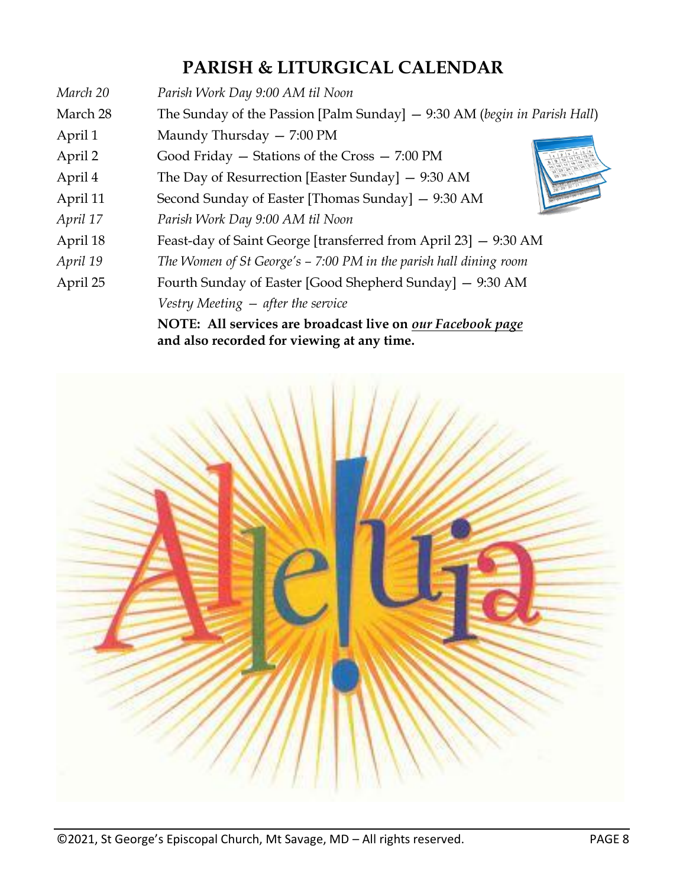## PARISH & LITURGICAL CALENDAR

| | |
|---|---|
| *March 20* | *Parish Work Day 9:00 AM til Noon* |
| March 28 | The Sunday of the Passion [Palm Sunday] — 9:30 AM (*begin in Parish Hall*) |
| April 1 | Maundy Thursday — 7:00 PM |
| April 2 | Good Friday — Stations of the Cross — 7:00 PM |
| April 4 | The Day of Resurrection [Easter Sunday] — 9:30 AM |
| April 11 | Second Sunday of Easter [Thomas Sunday] — 9:30 AM |
| *April 17* | *Parish Work Day 9:00 AM til Noon* |
| April 18 | Feast-day of Saint George [transferred from April 23] — 9:30 AM |
| *April 19* | *The Women of St George's – 7:00 PM in the parish hall dining room* |
| April 25 | Fourth Sunday of Easter [Good Shepherd Sunday] — 9:30 AM |
| | *Vestry Meeting — after the service* |

**NOTE: All services are broadcast live on *our Facebook page* and also recorded for viewing at any time.**

Alleluia!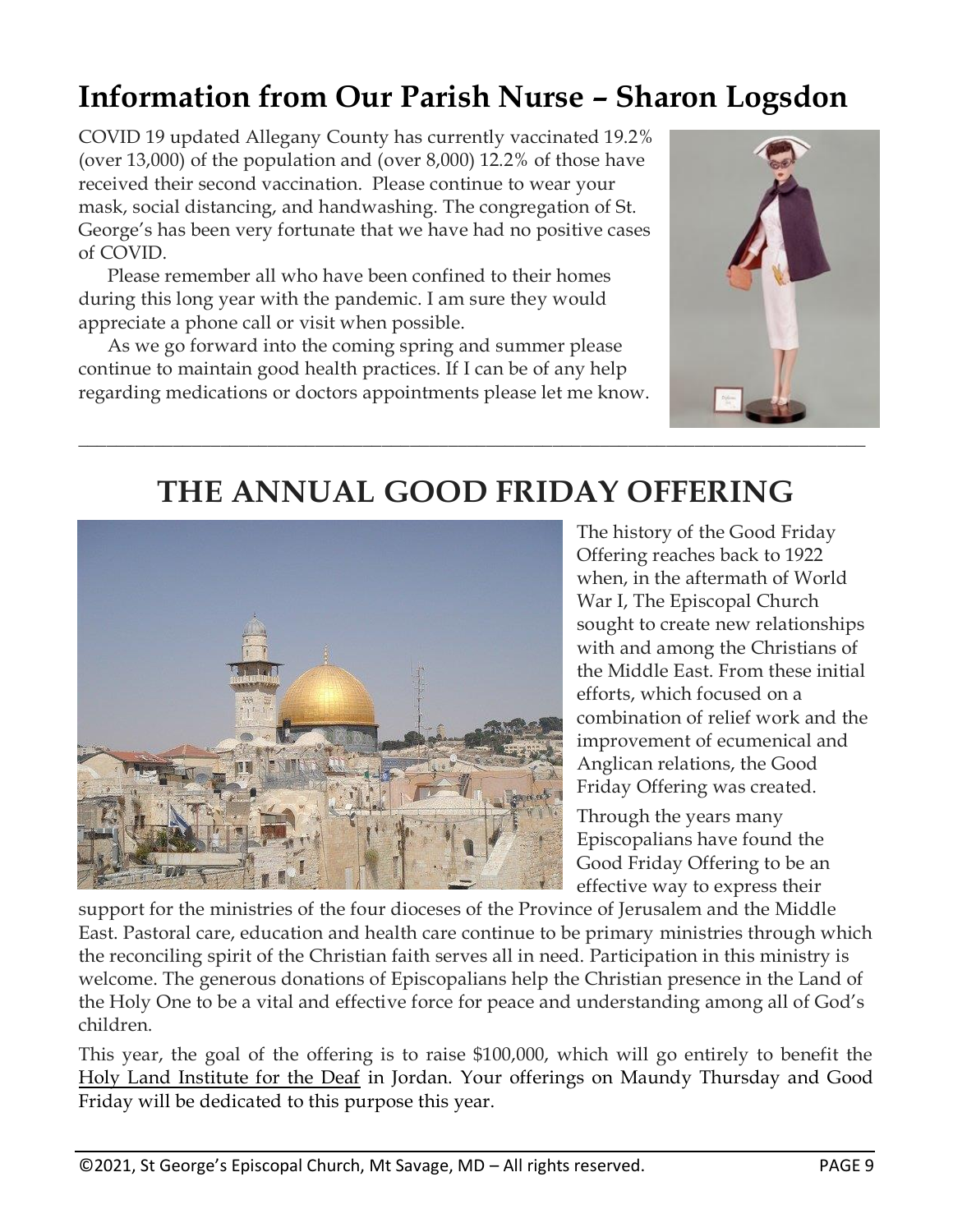## Information from Our Parish Nurse – Sharon Logsdon

COVID 19 updated Allegany County has currently vaccinated 19.2% (over 13,000) of the population and (over 8,000) 12.2% of those have received their second vaccination. Please continue to wear your mask, social distancing, and handwashing. The congregation of St. George's has been very fortunate that we have had no positive cases of COVID.

Please remember all who have been confined to their homes during this long year with the pandemic. I am sure they would appreciate a phone call or visit when possible.

As we go forward into the coming spring and summer please continue to maintain good health practices. If I can be of any help regarding medications or doctors appointments please let me know.

---

## THE ANNUAL GOOD FRIDAY OFFERING

The history of the Good Friday Offering reaches back to 1922 when, in the aftermath of World War I, The Episcopal Church sought to create new relationships with and among the Christians of the Middle East. From these initial efforts, which focused on a combination of relief work and the improvement of ecumenical and Anglican relations, the Good Friday Offering was created.

Through the years many Episcopalians have found the Good Friday Offering to be an effective way to express their support for the ministries of the four dioceses of the Province of Jerusalem and the Middle East. Pastoral care, education and health care continue to be primary ministries through which the reconciling spirit of the Christian faith serves all in need. Participation in this ministry is welcome. The generous donations of Episcopalians help the Christian presence in the Land of the Holy One to be a vital and effective force for peace and understanding among all of God's children.

This year, the goal of the offering is to raise $100,000, which will go entirely to benefit the Holy Land Institute for the Deaf in Jordan. Your offerings on Maundy Thursday and Good Friday will be dedicated to this purpose this year.

©2021, St George's Episcopal Church, Mt Savage, MD – All rights reserved.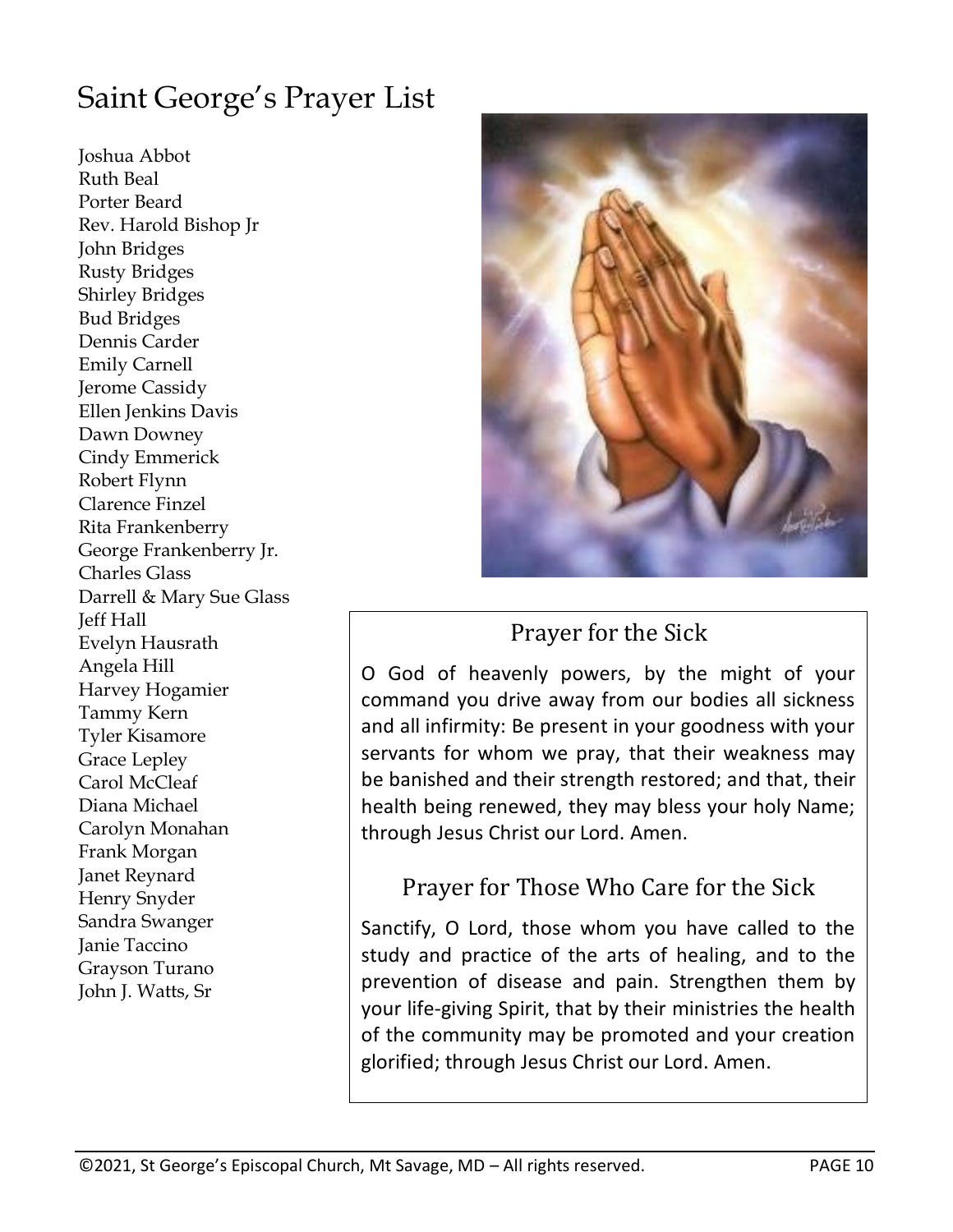# Saint George's Prayer List

Joshua Abbot
Ruth Beal
Porter Beard
Rev. Harold Bishop Jr
John Bridges
Rusty Bridges
Shirley Bridges
Bud Bridges
Dennis Carder
Emily Carnell
Jerome Cassidy
Ellen Jenkins Davis
Dawn Downey
Cindy Emmerick
Robert Flynn
Clarence Finzel
Rita Frankenberry
George Frankenberry Jr.
Charles Glass
Darrell & Mary Sue Glass
Jeff Hall
Evelyn Hausrath
Angela Hill
Harvey Hogamier
Tammy Kern
Tyler Kisamore
Grace Lepley
Carol McCleaf
Diana Michael
Carolyn Monahan
Frank Morgan
Janet Reynard
Henry Snyder
Sandra Swanger
Janie Taccino
Grayson Turano
John J. Watts, Sr

## Prayer for the Sick

O God of heavenly powers, by the might of your command you drive away from our bodies all sickness and all infirmity: Be present in your goodness with your servants for whom we pray, that their weakness may be banished and their strength restored; and that, their health being renewed, they may bless your holy Name; through Jesus Christ our Lord. Amen.

## Prayer for Those Who Care for the Sick

Sanctify, O Lord, those whom you have called to the study and practice of the arts of healing, and to the prevention of disease and pain. Strengthen them by your life-giving Spirit, that by their ministries the health of the community may be promoted and your creation glorified; through Jesus Christ our Lord. Amen.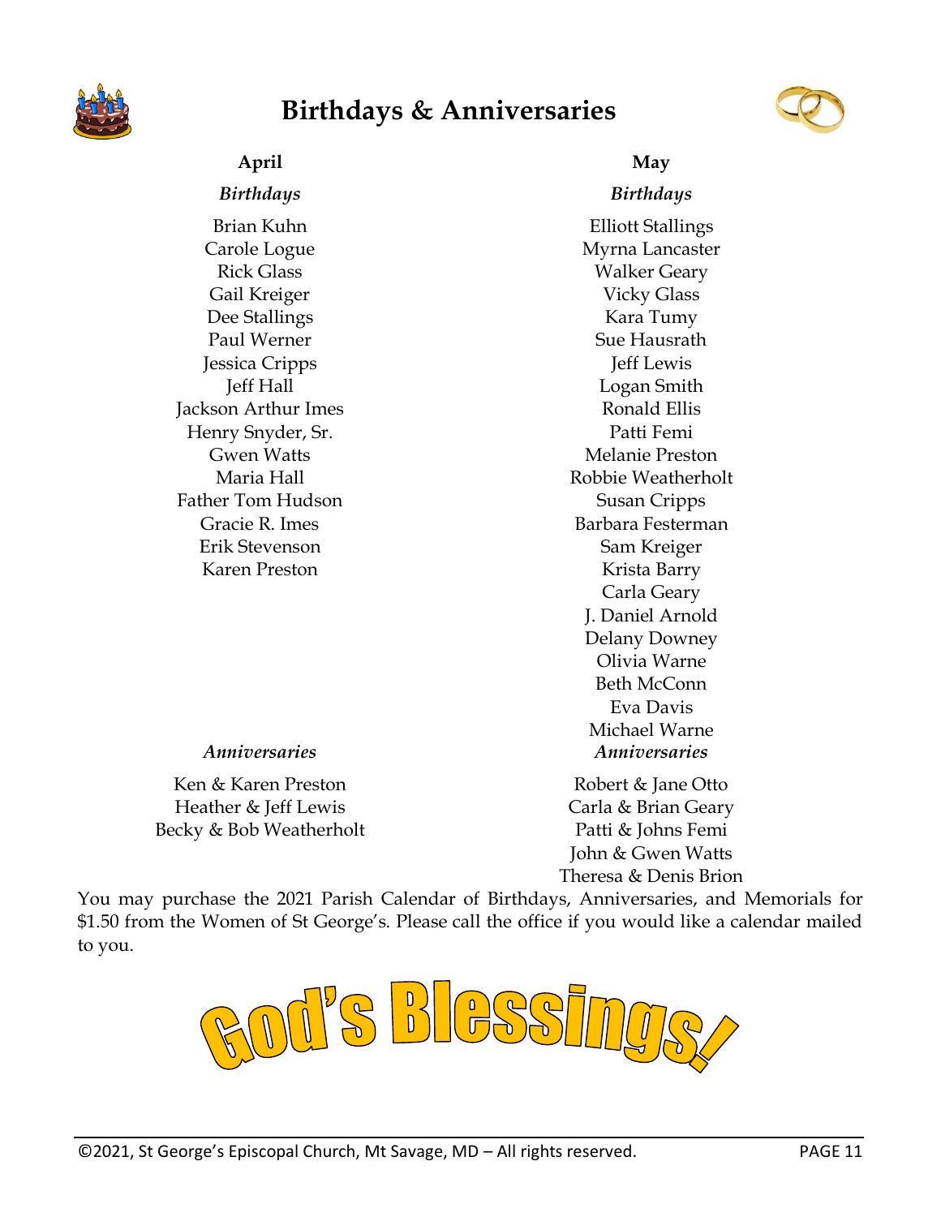# Birthdays & Anniversaries

## April

### *Birthdays*

Brian Kuhn
Carole Logue
Rick Glass
Gail Kreiger
Dee Stallings
Paul Werner
Jessica Cripps
Jeff Hall
Jackson Arthur Imes
Henry Snyder, Sr.
Gwen Watts
Maria Hall
Father Tom Hudson
Gracie R. Imes
Erik Stevenson
Karen Preston

### *Anniversaries*

Ken & Karen Preston
Heather & Jeff Lewis
Becky & Bob Weatherholt

## May

### *Birthdays*

Elliott Stallings
Myrna Lancaster
Walker Geary
Vicky Glass
Kara Tumy
Sue Hausrath
Jeff Lewis
Logan Smith
Ronald Ellis
Patti Femi
Melanie Preston
Robbie Weatherholt
Susan Cripps
Barbara Festerman
Sam Kreiger
Krista Barry
Carla Geary
J. Daniel Arnold
Delany Downey
Olivia Warne
Beth McConn
Eva Davis
Michael Warne

### *Anniversaries*

Robert & Jane Otto
Carla & Brian Geary
Patti & Johns Femi
John & Gwen Watts
Theresa & Denis Brion

You may purchase the 2021 Parish Calendar of Birthdays, Anniversaries, and Memorials for $1.50 from the Women of St George's. Please call the office if you would like a calendar mailed to you.

**God's Blessings!**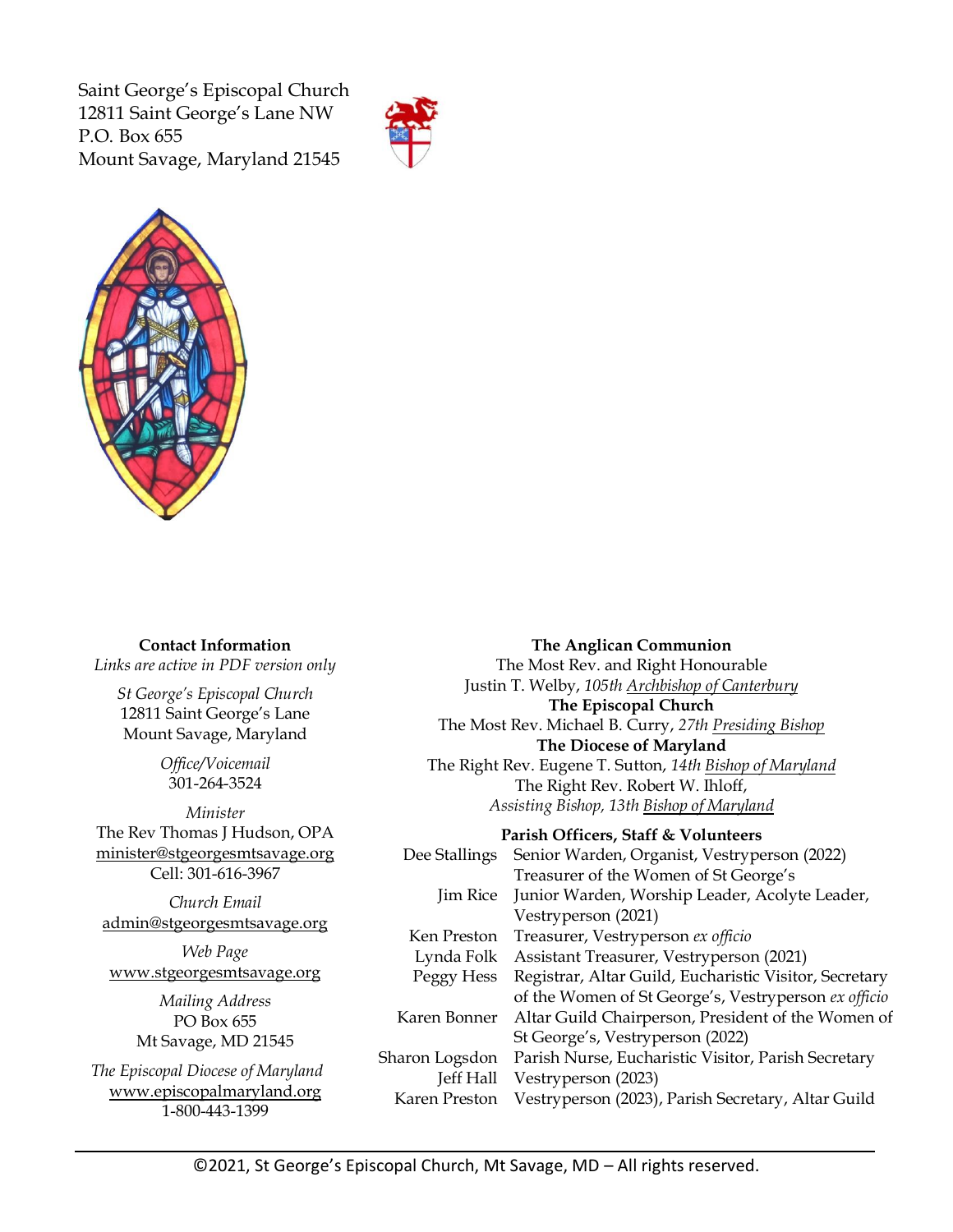Saint George's Episcopal Church
12811 Saint George's Lane NW
P.O. Box 655
Mount Savage, Maryland 21545

**Contact Information**
*Links are active in PDF version only*

*St George's Episcopal Church*
12811 Saint George's Lane
Mount Savage, Maryland

*Office/Voicemail*
301-264-3524

*Minister*
The Rev Thomas J Hudson, OPA
minister@stgeorgesmtsavage.org
Cell: 301-616-3967

*Church Email*
admin@stgeorgesmtsavage.org

*Web Page*
www.stgeorgesmtsavage.org

*Mailing Address*
PO Box 655
Mt Savage, MD 21545

*The Episcopal Diocese of Maryland*
www.episcopalmaryland.org
1-800-443-1399

**The Anglican Communion**
The Most Rev. and Right Honourable
Justin T. Welby, *105th Archbishop of Canterbury*

**The Episcopal Church**
The Most Rev. Michael B. Curry, *27th Presiding Bishop*

**The Diocese of Maryland**
The Right Rev. Eugene T. Sutton, *14th Bishop of Maryland*
The Right Rev. Robert W. Ihloff,
*Assisting Bishop, 13th Bishop of Maryland*

**Parish Officers, Staff & Volunteers**

| | |
|---|---|
| Dee Stallings | Senior Warden, Organist, Vestryperson (2022) Treasurer of the Women of St George's |
| Jim Rice | Junior Warden, Worship Leader, Acolyte Leader, Vestryperson (2021) |
| Ken Preston | Treasurer, Vestryperson *ex officio* |
| Lynda Folk | Assistant Treasurer, Vestryperson (2021) |
| Peggy Hess | Registrar, Altar Guild, Eucharistic Visitor, Secretary of the Women of St George's, Vestryperson *ex officio* |
| Karen Bonner | Altar Guild Chairperson, President of the Women of St George's, Vestryperson (2022) |
| Sharon Logsdon | Parish Nurse, Eucharistic Visitor, Parish Secretary |
| Jeff Hall | Vestryperson (2023) |
| Karen Preston | Vestryperson (2023), Parish Secretary, Altar Guild |

©2021, St George's Episcopal Church, Mt Savage, MD – All rights reserved.